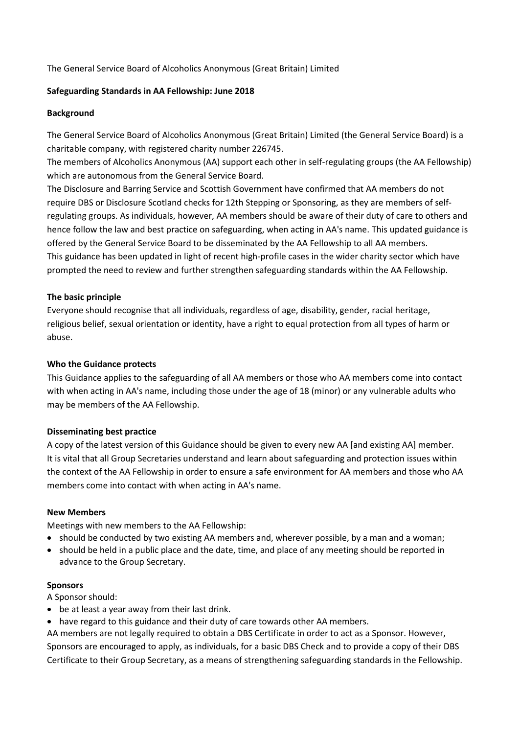The General Service Board of Alcoholics Anonymous (Great Britain) Limited

**Safeguarding Standards in AA Fellowship: June 2018**

**Background**

The General Service Board of Alcoholics Anonymous (Great Britain) Limited (the General Service Board) is a charitable company, with registered charity number 226745.

The members of Alcoholics Anonymous (AA) support each other in self-regulating groups (the AA Fellowship) which are autonomous from the General Service Board.

The Disclosure and Barring Service and Scottish Government have confirmed that AA members do not require DBS or Disclosure Scotland checks for 12th Stepping or Sponsoring, as they are members of self-regulating groups. As individuals, however, AA members should be aware of their duty of care to others and hence follow the law and best practice on safeguarding, when acting in AA's name. This updated guidance is offered by the General Service Board to be disseminated by the AA Fellowship to all AA members.

This guidance has been updated in light of recent high-profile cases in the wider charity sector which have prompted the need to review and further strengthen safeguarding standards within the AA Fellowship.

**The basic principle**

Everyone should recognise that all individuals, regardless of age, disability, gender, racial heritage, religious belief, sexual orientation or identity, have a right to equal protection from all types of harm or abuse.

**Who the Guidance protects**

This Guidance applies to the safeguarding of all AA members or those who AA members come into contact with when acting in AA's name, including those under the age of 18 (minor) or any vulnerable adults who may be members of the AA Fellowship.

**Disseminating best practice**

A copy of the latest version of this Guidance should be given to every new AA [and existing AA] member. It is vital that all Group Secretaries understand and learn about safeguarding and protection issues within the context of the AA Fellowship in order to ensure a safe environment for AA members and those who AA members come into contact with when acting in AA's name.

**New Members**

Meetings with new members to the AA Fellowship:

- should be conducted by two existing AA members and, wherever possible, by a man and a woman;
- should be held in a public place and the date, time, and place of any meeting should be reported in advance to the Group Secretary.

**Sponsors**

A Sponsor should:

- be at least a year away from their last drink.
- have regard to this guidance and their duty of care towards other AA members.

AA members are not legally required to obtain a DBS Certificate in order to act as a Sponsor. However, Sponsors are encouraged to apply, as individuals, for a basic DBS Check and to provide a copy of their DBS Certificate to their Group Secretary, as a means of strengthening safeguarding standards in the Fellowship.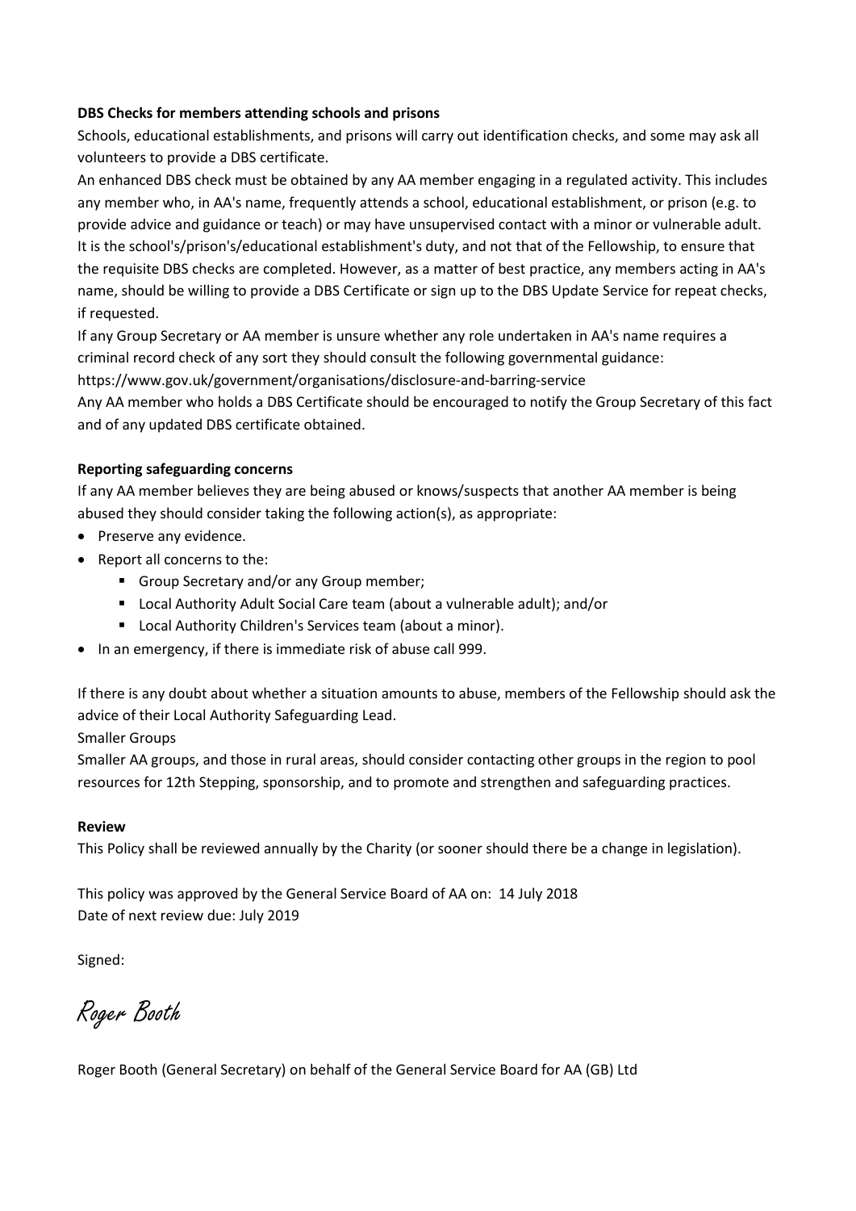**DBS Checks for members attending schools and prisons**

Schools, educational establishments, and prisons will carry out identification checks, and some may ask all volunteers to provide a DBS certificate.

An enhanced DBS check must be obtained by any AA member engaging in a regulated activity. This includes any member who, in AA's name, frequently attends a school, educational establishment, or prison (e.g. to provide advice and guidance or teach) or may have unsupervised contact with a minor or vulnerable adult.

It is the school's/prison's/educational establishment's duty, and not that of the Fellowship, to ensure that the requisite DBS checks are completed. However, as a matter of best practice, any members acting in AA's name, should be willing to provide a DBS Certificate or sign up to the DBS Update Service for repeat checks, if requested.

If any Group Secretary or AA member is unsure whether any role undertaken in AA's name requires a criminal record check of any sort they should consult the following governmental guidance: https://www.gov.uk/government/organisations/disclosure-and-barring-service

Any AA member who holds a DBS Certificate should be encouraged to notify the Group Secretary of this fact and of any updated DBS certificate obtained.

**Reporting safeguarding concerns**

If any AA member believes they are being abused or knows/suspects that another AA member is being abused they should consider taking the following action(s), as appropriate:

- Preserve any evidence.
- Report all concerns to the:
  - Group Secretary and/or any Group member;
  - Local Authority Adult Social Care team (about a vulnerable adult); and/or
  - Local Authority Children's Services team (about a minor).
- In an emergency, if there is immediate risk of abuse call 999.

If there is any doubt about whether a situation amounts to abuse, members of the Fellowship should ask the advice of their Local Authority Safeguarding Lead.

Smaller Groups

Smaller AA groups, and those in rural areas, should consider contacting other groups in the region to pool resources for 12th Stepping, sponsorship, and to promote and strengthen and safeguarding practices.

**Review**

This Policy shall be reviewed annually by the Charity (or sooner should there be a change in legislation).

This policy was approved by the General Service Board of AA on: 14 July 2018
Date of next review due: July 2019

Signed:

*Roger Booth*

Roger Booth (General Secretary) on behalf of the General Service Board for AA (GB) Ltd